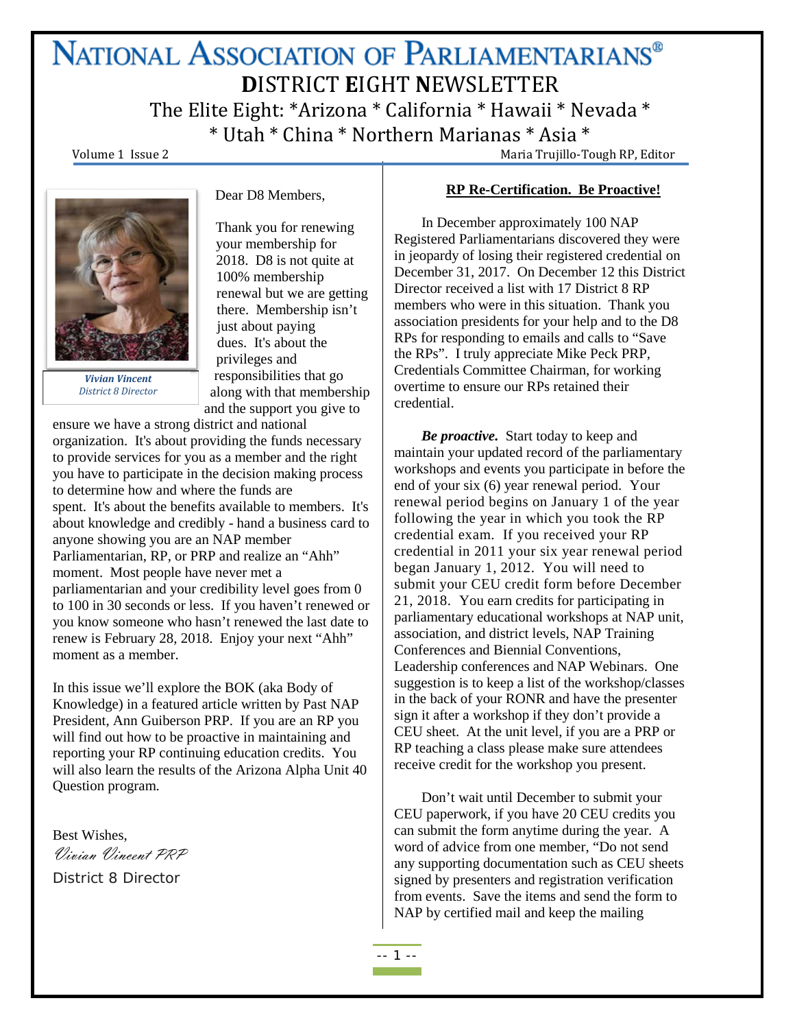# NATIONAL ASSOCIATION OF PARLIAMENTARIANS®

## DISTRICT EIGHT NEWSLETTER

The Elite Eight: *Arizona * California * Hawaii * Nevada *
* Utah * China * Northern Marianas * Asia *

Volume 1 Issue 2 — Maria Trujillo-Tough RP, Editor

***Vivian Vincent***
*District 8 Director*

Dear D8 Members,

Thank you for renewing your membership for 2018. D8 is not quite at 100% membership renewal but we are getting there. Membership isn't just about paying dues. It's about the privileges and responsibilities that go along with that membership and the support you give to ensure we have a strong district and national organization. It's about providing the funds necessary to provide services for you as a member and the right you have to participate in the decision making process to determine how and where the funds are spent. It's about the benefits available to members. It's about knowledge and credibly - hand a business card to anyone showing you are an NAP member Parliamentarian, RP, or PRP and realize an "Ahh" moment. Most people have never met a parliamentarian and your credibility level goes from 0 to 100 in 30 seconds or less. If you haven't renewed or you know someone who hasn't renewed the last date to renew is February 28, 2018. Enjoy your next "Ahh" moment as a member.

In this issue we'll explore the BOK (aka Body of Knowledge) in a featured article written by Past NAP President, Ann Guiberson PRP. If you are an RP you will find out how to be proactive in maintaining and reporting your RP continuing education credits. You will also learn the results of the Arizona Alpha Unit 40 Question program.

Best Wishes,
*Vivian Vincent PRP*
District 8 Director

### RP Re-Certification. Be Proactive!

In December approximately 100 NAP Registered Parliamentarians discovered they were in jeopardy of losing their registered credential on December 31, 2017. On December 12 this District Director received a list with 17 District 8 RP members who were in this situation. Thank you association presidents for your help and to the D8 RPs for responding to emails and calls to "Save the RPs". I truly appreciate Mike Peck PRP, Credentials Committee Chairman, for working overtime to ensure our RPs retained their credential.

***Be proactive.*** Start today to keep and maintain your updated record of the parliamentary workshops and events you participate in before the end of your six (6) year renewal period. Your renewal period begins on January 1 of the year following the year in which you took the RP credential exam. If you received your RP credential in 2011 your six year renewal period began January 1, 2012. You will need to submit your CEU credit form before December 21, 2018. You earn credits for participating in parliamentary educational workshops at NAP unit, association, and district levels, NAP Training Conferences and Biennial Conventions, Leadership conferences and NAP Webinars. One suggestion is to keep a list of the workshop/classes in the back of your RONR and have the presenter sign it after a workshop if they don't provide a CEU sheet. At the unit level, if you are a PRP or RP teaching a class please make sure attendees receive credit for the workshop you present.

Don't wait until December to submit your CEU paperwork, if you have 20 CEU credits you can submit the form anytime during the year. A word of advice from one member, "Do not send any supporting documentation such as CEU sheets signed by presenters and registration verification from events. Save the items and send the form to NAP by certified mail and keep the mailing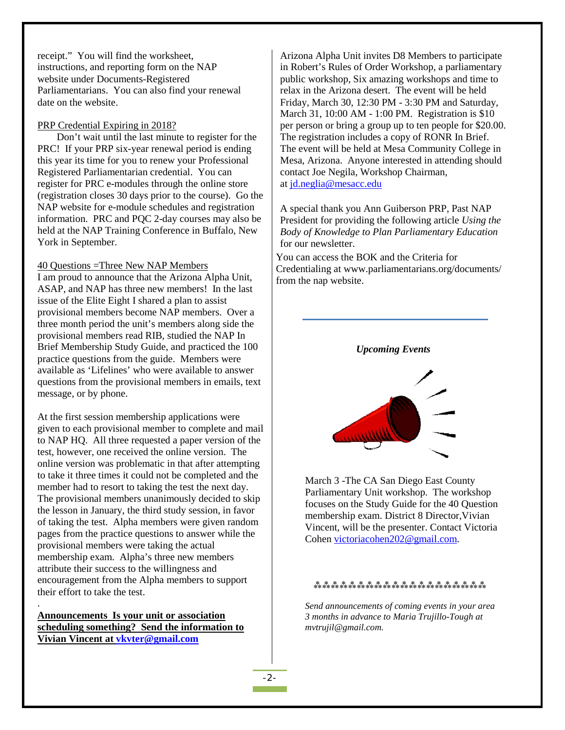receipt." You will find the worksheet, instructions, and reporting form on the NAP website under Documents-Registered Parliamentarians. You can also find your renewal date on the website.

PRP Credential Expiring in 2018?

Don't wait until the last minute to register for the PRC! If your PRP six-year renewal period is ending this year its time for you to renew your Professional Registered Parliamentarian credential. You can register for PRC e-modules through the online store (registration closes 30 days prior to the course). Go the NAP website for e-module schedules and registration information. PRC and PQC 2-day courses may also be held at the NAP Training Conference in Buffalo, New York in September.

40 Questions =Three New NAP Members

I am proud to announce that the Arizona Alpha Unit, ASAP, and NAP has three new members! In the last issue of the Elite Eight I shared a plan to assist provisional members become NAP members. Over a three month period the unit's members along side the provisional members read RIB, studied the NAP In Brief Membership Study Guide, and practiced the 100 practice questions from the guide. Members were available as 'Lifelines' who were available to answer questions from the provisional members in emails, text message, or by phone.

At the first session membership applications were given to each provisional member to complete and mail to NAP HQ. All three requested a paper version of the test, however, one received the online version. The online version was problematic in that after attempting to take it three times it could not be completed and the member had to resort to taking the test the next day. The provisional members unanimously decided to skip the lesson in January, the third study session, in favor of taking the test. Alpha members were given random pages from the practice questions to answer while the provisional members were taking the actual membership exam. Alpha's three new members attribute their success to the willingness and encouragement from the Alpha members to support their effort to take the test.

.

**Announcements Is your unit or association scheduling something? Send the information to Vivian Vincent at vkvter@gmail.com**

Arizona Alpha Unit invites D8 Members to participate in Robert's Rules of Order Workshop, a parliamentary public workshop, Six amazing workshops and time to relax in the Arizona desert. The event will be held Friday, March 30, 12:30 PM - 3:30 PM and Saturday, March 31, 10:00 AM - 1:00 PM. Registration is $10 per person or bring a group up to ten people for $20.00. The registration includes a copy of RONR In Brief. The event will be held at Mesa Community College in Mesa, Arizona. Anyone interested in attending should contact Joe Negila, Workshop Chairman, at jd.neglia@mesacc.edu

A special thank you Ann Guiberson PRP, Past NAP President for providing the following article *Using the Body of Knowledge to Plan Parliamentary Education* for our newsletter.

You can access the BOK and the Criteria for Credentialing at www.parliamentarians.org/documents/ from the nap website.

***Upcoming Events***

March 3 -The CA San Diego East County Parliamentary Unit workshop. The workshop focuses on the Study Guide for the 40 Question membership exam. District 8 Director,Vivian Vincent, will be the presenter. Contact Victoria Cohen victoriacohen202@gmail.com.

**************************

*Send announcements of coming events in your area 3 months in advance to Maria Trujillo-Tough at mvtrujil@gmail.com.*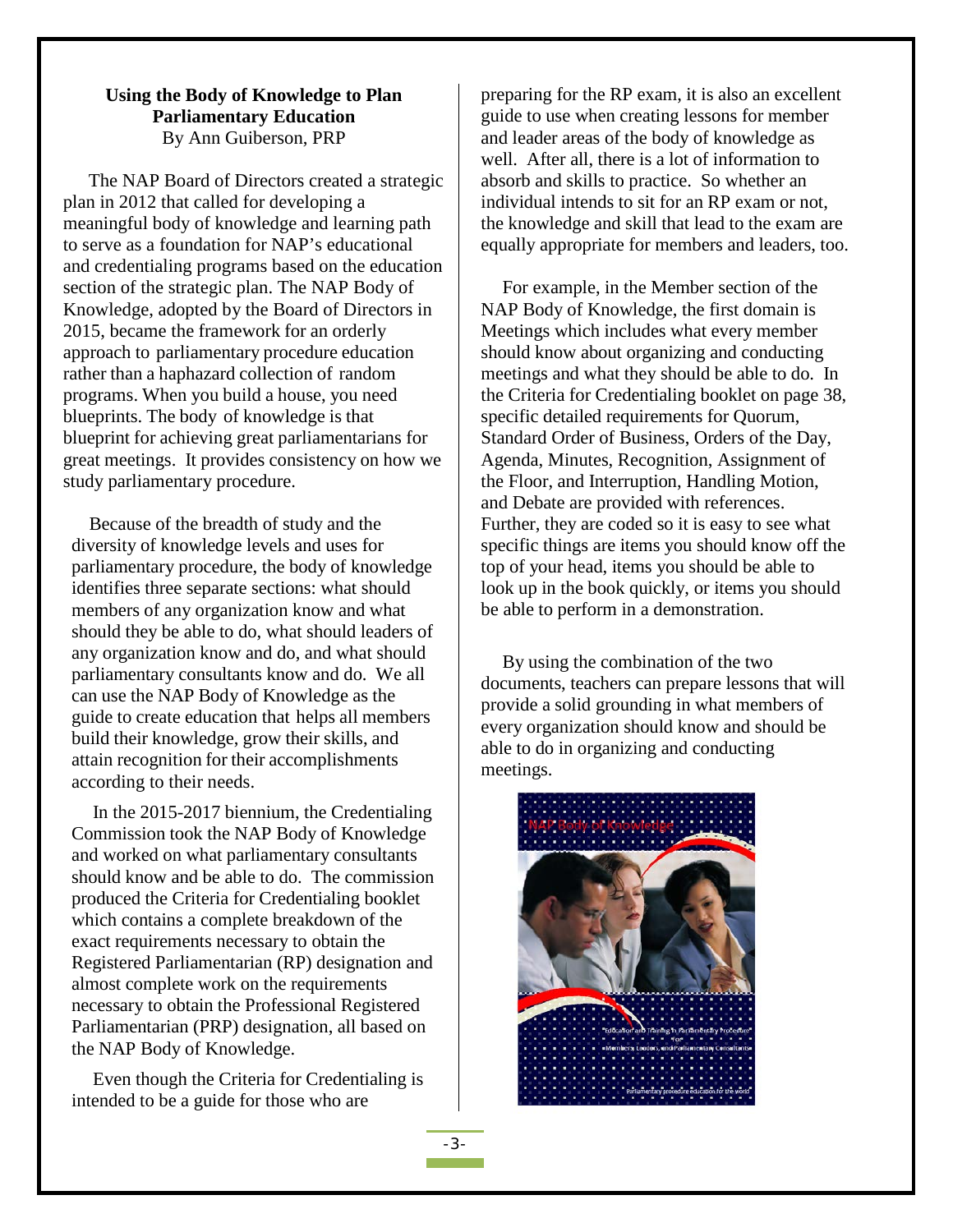**Using the Body of Knowledge to Plan Parliamentary Education**

By Ann Guiberson, PRP

The NAP Board of Directors created a strategic plan in 2012 that called for developing a meaningful body of knowledge and learning path to serve as a foundation for NAP's educational and credentialing programs based on the education section of the strategic plan. The NAP Body of Knowledge, adopted by the Board of Directors in 2015, became the framework for an orderly approach to parliamentary procedure education rather than a haphazard collection of random programs. When you build a house, you need blueprints. The body of knowledge is that blueprint for achieving great parliamentarians for great meetings. It provides consistency on how we study parliamentary procedure.

Because of the breadth of study and the diversity of knowledge levels and uses for parliamentary procedure, the body of knowledge identifies three separate sections: what should members of any organization know and what should they be able to do, what should leaders of any organization know and do, and what should parliamentary consultants know and do. We all can use the NAP Body of Knowledge as the guide to create education that helps all members build their knowledge, grow their skills, and attain recognition for their accomplishments according to their needs.

In the 2015-2017 biennium, the Credentialing Commission took the NAP Body of Knowledge and worked on what parliamentary consultants should know and be able to do. The commission produced the Criteria for Credentialing booklet which contains a complete breakdown of the exact requirements necessary to obtain the Registered Parliamentarian (RP) designation and almost complete work on the requirements necessary to obtain the Professional Registered Parliamentarian (PRP) designation, all based on the NAP Body of Knowledge.

Even though the Criteria for Credentialing is intended to be a guide for those who are preparing for the RP exam, it is also an excellent guide to use when creating lessons for member and leader areas of the body of knowledge as well. After all, there is a lot of information to absorb and skills to practice. So whether an individual intends to sit for an RP exam or not, the knowledge and skill that lead to the exam are equally appropriate for members and leaders, too.

For example, in the Member section of the NAP Body of Knowledge, the first domain is Meetings which includes what every member should know about organizing and conducting meetings and what they should be able to do. In the Criteria for Credentialing booklet on page 38, specific detailed requirements for Quorum, Standard Order of Business, Orders of the Day, Agenda, Minutes, Recognition, Assignment of the Floor, and Interruption, Handling Motion, and Debate are provided with references. Further, they are coded so it is easy to see what specific things are items you should know off the top of your head, items you should be able to look up in the book quickly, or items you should be able to perform in a demonstration.

By using the combination of the two documents, teachers can prepare lessons that will provide a solid grounding in what members of every organization should know and should be able to do in organizing and conducting meetings.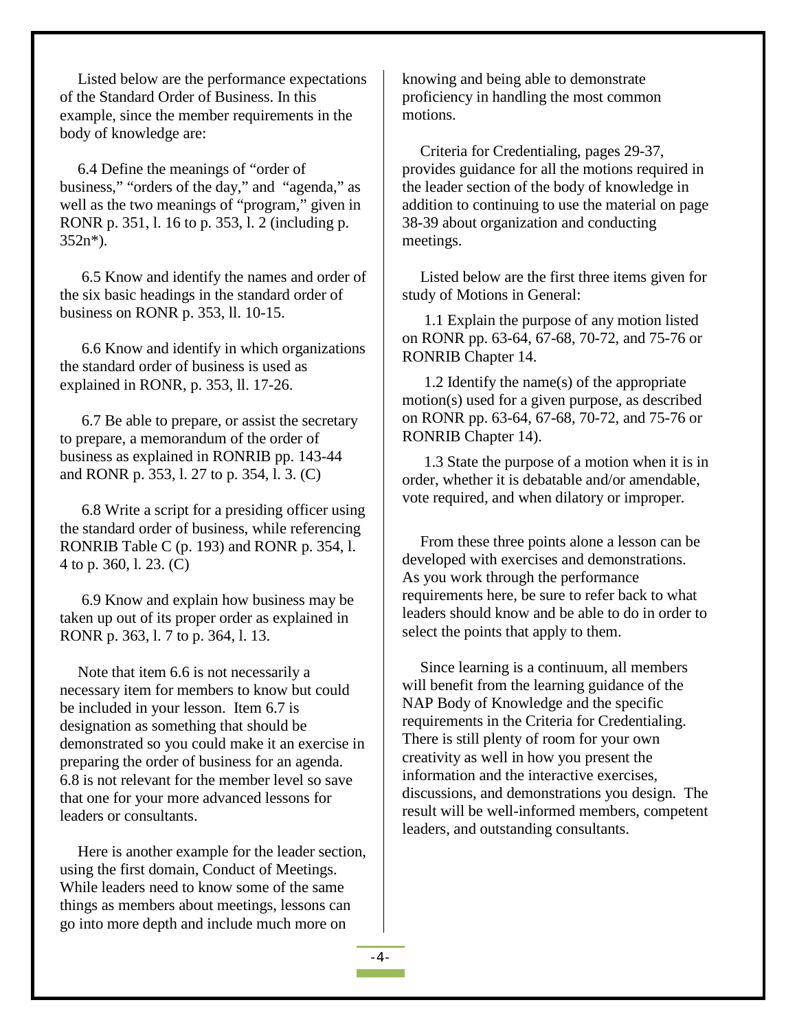Listed below are the performance expectations of the Standard Order of Business. In this example, since the member requirements in the body of knowledge are:

6.4 Define the meanings of "order of business," "orders of the day," and "agenda," as well as the two meanings of "program," given in RONR p. 351, l. 16 to p. 353, l. 2 (including p. 352n*).

6.5 Know and identify the names and order of the six basic headings in the standard order of business on RONR p. 353, ll. 10-15.

6.6 Know and identify in which organizations the standard order of business is used as explained in RONR, p. 353, ll. 17-26.

6.7 Be able to prepare, or assist the secretary to prepare, a memorandum of the order of business as explained in RONRIB pp. 143-44 and RONR p. 353, l. 27 to p. 354, l. 3. (C)

6.8 Write a script for a presiding officer using the standard order of business, while referencing RONRIB Table C (p. 193) and RONR p. 354, l. 4 to p. 360, l. 23. (C)

6.9 Know and explain how business may be taken up out of its proper order as explained in RONR p. 363, l. 7 to p. 364, l. 13.

Note that item 6.6 is not necessarily a necessary item for members to know but could be included in your lesson. Item 6.7 is designation as something that should be demonstrated so you could make it an exercise in preparing the order of business for an agenda. 6.8 is not relevant for the member level so save that one for your more advanced lessons for leaders or consultants.

Here is another example for the leader section, using the first domain, Conduct of Meetings. While leaders need to know some of the same things as members about meetings, lessons can go into more depth and include much more on knowing and being able to demonstrate proficiency in handling the most common motions.

Criteria for Credentialing, pages 29-37, provides guidance for all the motions required in the leader section of the body of knowledge in addition to continuing to use the material on page 38-39 about organization and conducting meetings.

Listed below are the first three items given for study of Motions in General:

1.1 Explain the purpose of any motion listed on RONR pp. 63-64, 67-68, 70-72, and 75-76 or RONRIB Chapter 14.

1.2 Identify the name(s) of the appropriate motion(s) used for a given purpose, as described on RONR pp. 63-64, 67-68, 70-72, and 75-76 or RONRIB Chapter 14).

1.3 State the purpose of a motion when it is in order, whether it is debatable and/or amendable, vote required, and when dilatory or improper.

From these three points alone a lesson can be developed with exercises and demonstrations. As you work through the performance requirements here, be sure to refer back to what leaders should know and be able to do in order to select the points that apply to them.

Since learning is a continuum, all members will benefit from the learning guidance of the NAP Body of Knowledge and the specific requirements in the Criteria for Credentialing. There is still plenty of room for your own creativity as well in how you present the information and the interactive exercises, discussions, and demonstrations you design. The result will be well-informed members, competent leaders, and outstanding consultants.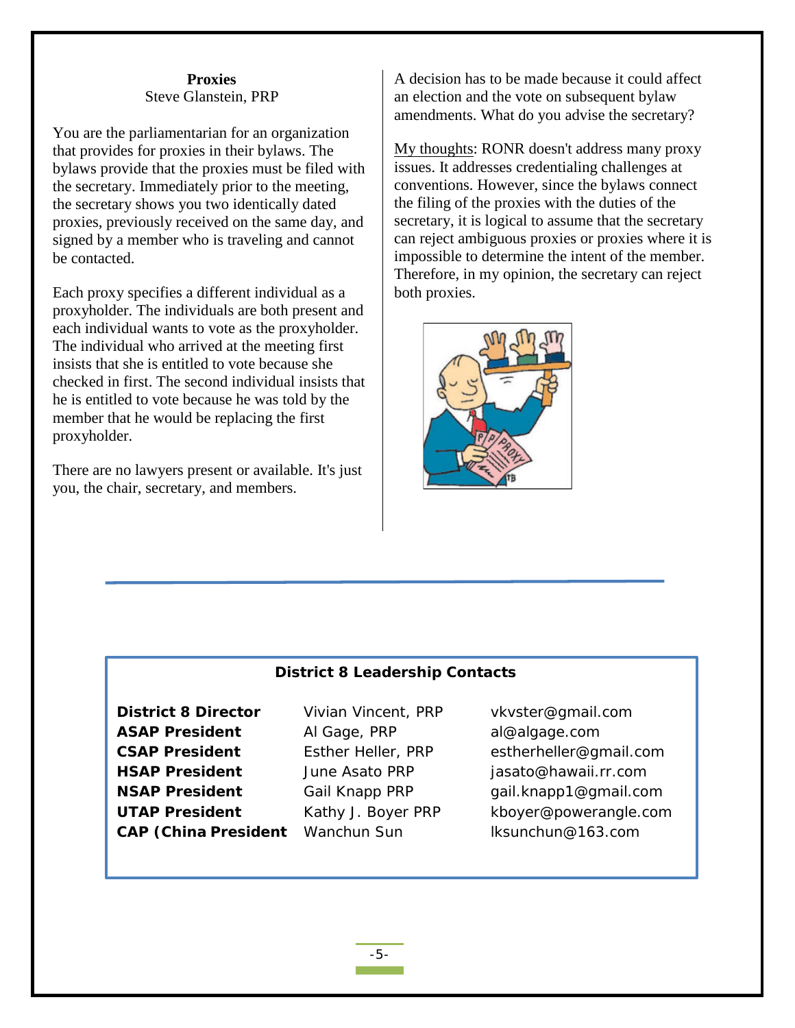## Proxies

Steve Glanstein, PRP

You are the parliamentarian for an organization that provides for proxies in their bylaws. The bylaws provide that the proxies must be filed with the secretary. Immediately prior to the meeting, the secretary shows you two identically dated proxies, previously received on the same day, and signed by a member who is traveling and cannot be contacted.

Each proxy specifies a different individual as a proxyholder. The individuals are both present and each individual wants to vote as the proxyholder. The individual who arrived at the meeting first insists that she is entitled to vote because she checked in first. The second individual insists that he is entitled to vote because he was told by the member that he would be replacing the first proxyholder.

There are no lawyers present or available. It's just you, the chair, secretary, and members.

A decision has to be made because it could affect an election and the vote on subsequent bylaw amendments. What do you advise the secretary?

My thoughts: RONR doesn't address many proxy issues. It addresses credentialing challenges at conventions. However, since the bylaws connect the filing of the proxies with the duties of the secretary, it is logical to assume that the secretary can reject ambiguous proxies or proxies where it is impossible to determine the intent of the member. Therefore, in my opinion, the secretary can reject both proxies.

---

**District 8 Leadership Contacts**

| | | |
|---|---|---|
| **District 8 Director** | Vivian Vincent, PRP | vkvster@gmail.com |
| **ASAP President** | Al Gage, PRP | al@algage.com |
| **CSAP President** | Esther Heller, PRP | estherheller@gmail.com |
| **HSAP President** | June Asato PRP | jasato@hawaii.rr.com |
| **NSAP President** | Gail Knapp PRP | gail.knapp1@gmail.com |
| **UTAP President** | Kathy J. Boyer PRP | kboyer@powerangle.com |
| **CAP (China President** | Wanchun Sun | lksunchun@163.com |